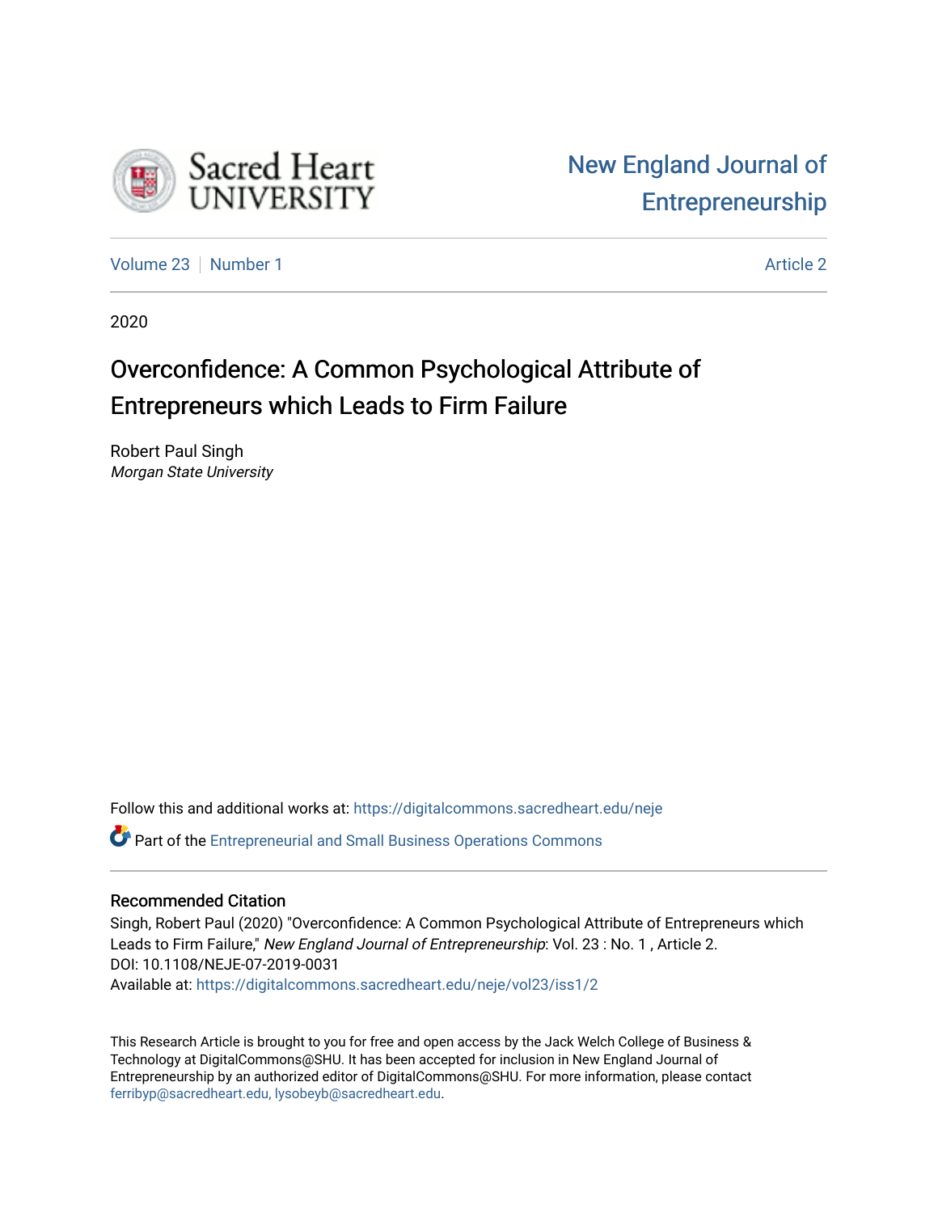Sacred Heart UNIVERSITY

New England Journal of Entrepreneurship

Volume 23 | Number 1 | Article 2

2020

# Overconfidence: A Common Psychological Attribute of Entrepreneurs which Leads to Firm Failure

Robert Paul Singh
*Morgan State University*

Follow this and additional works at: https://digitalcommons.sacredheart.edu/neje

Part of the Entrepreneurial and Small Business Operations Commons

## Recommended Citation

Singh, Robert Paul (2020) "Overconfidence: A Common Psychological Attribute of Entrepreneurs which Leads to Firm Failure," *New England Journal of Entrepreneurship*: Vol. 23 : No. 1 , Article 2.
DOI: 10.1108/NEJE-07-2019-0031
Available at: https://digitalcommons.sacredheart.edu/neje/vol23/iss1/2

This Research Article is brought to you for free and open access by the Jack Welch College of Business & Technology at DigitalCommons@SHU. It has been accepted for inclusion in New England Journal of Entrepreneurship by an authorized editor of DigitalCommons@SHU. For more information, please contact ferribyp@sacredheart.edu, lysobeyb@sacredheart.edu.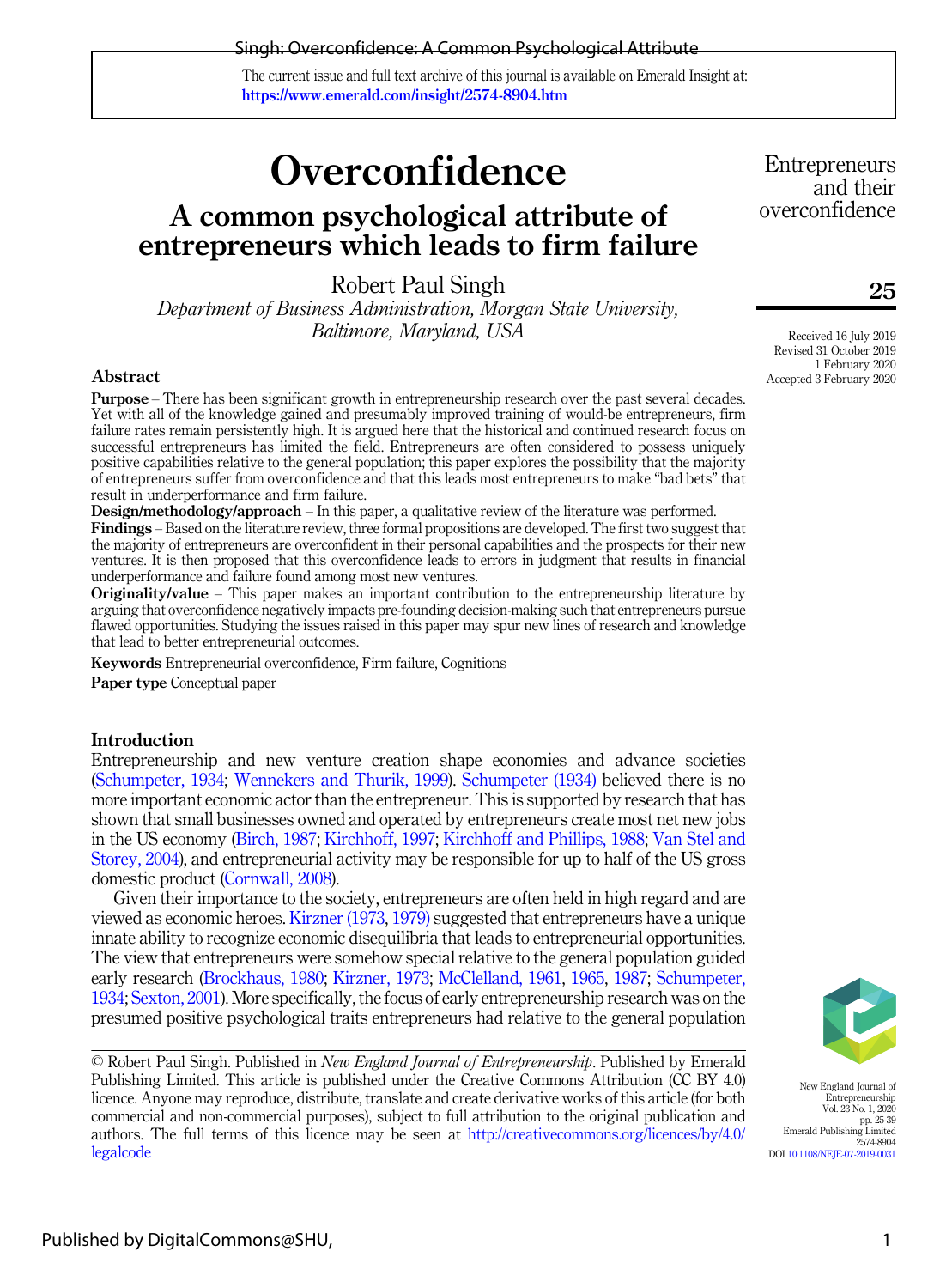The current issue and full text archive of this journal is available on Emerald Insight at: https://www.emerald.com/insight/2574-8904.htm

# Overconfidence

## A common psychological attribute of entrepreneurs which leads to firm failure

Robert Paul Singh

*Department of Business Administration, Morgan State University, Baltimore, Maryland, USA*

Received 16 July 2019
Revised 31 October 2019
1 February 2020
Accepted 3 February 2020

### Abstract

**Purpose** – There has been significant growth in entrepreneurship research over the past several decades. Yet with all of the knowledge gained and presumably improved training of would-be entrepreneurs, firm failure rates remain persistently high. It is argued here that the historical and continued research focus on successful entrepreneurs has limited the field. Entrepreneurs are often considered to possess uniquely positive capabilities relative to the general population; this paper explores the possibility that the majority of entrepreneurs suffer from overconfidence and that this leads most entrepreneurs to make "bad bets" that result in underperformance and firm failure.

**Design/methodology/approach** – In this paper, a qualitative review of the literature was performed.

**Findings** – Based on the literature review, three formal propositions are developed. The first two suggest that the majority of entrepreneurs are overconfident in their personal capabilities and the prospects for their new ventures. It is then proposed that this overconfidence leads to errors in judgment that results in financial underperformance and failure found among most new ventures.

**Originality/value** – This paper makes an important contribution to the entrepreneurship literature by arguing that overconfidence negatively impacts pre-founding decision-making such that entrepreneurs pursue flawed opportunities. Studying the issues raised in this paper may spur new lines of research and knowledge that lead to better entrepreneurial outcomes.

**Keywords** Entrepreneurial overconfidence, Firm failure, Cognitions

**Paper type** Conceptual paper

### Introduction

Entrepreneurship and new venture creation shape economies and advance societies (Schumpeter, 1934; Wennekers and Thurik, 1999). Schumpeter (1934) believed there is no more important economic actor than the entrepreneur. This is supported by research that has shown that small businesses owned and operated by entrepreneurs create most net new jobs in the US economy (Birch, 1987; Kirchhoff, 1997; Kirchhoff and Phillips, 1988; Van Stel and Storey, 2004), and entrepreneurial activity may be responsible for up to half of the US gross domestic product (Cornwall, 2008).

Given their importance to the society, entrepreneurs are often held in high regard and are viewed as economic heroes. Kirzner (1973, 1979) suggested that entrepreneurs have a unique innate ability to recognize economic disequilibria that leads to entrepreneurial opportunities. The view that entrepreneurs were somehow special relative to the general population guided early research (Brockhaus, 1980; Kirzner, 1973; McClelland, 1961, 1965, 1987; Schumpeter, 1934; Sexton, 2001). More specifically, the focus of early entrepreneurship research was on the presumed positive psychological traits entrepreneurs had relative to the general population

© Robert Paul Singh. Published in *New England Journal of Entrepreneurship*. Published by Emerald Publishing Limited. This article is published under the Creative Commons Attribution (CC BY 4.0) licence. Anyone may reproduce, distribute, translate and create derivative works of this article (for both commercial and non-commercial purposes), subject to full attribution to the original publication and authors. The full terms of this licence may be seen at http://creativecommons.org/licences/by/4.0/legalcode

DOI 10.1108/NEJE-07-2019-0031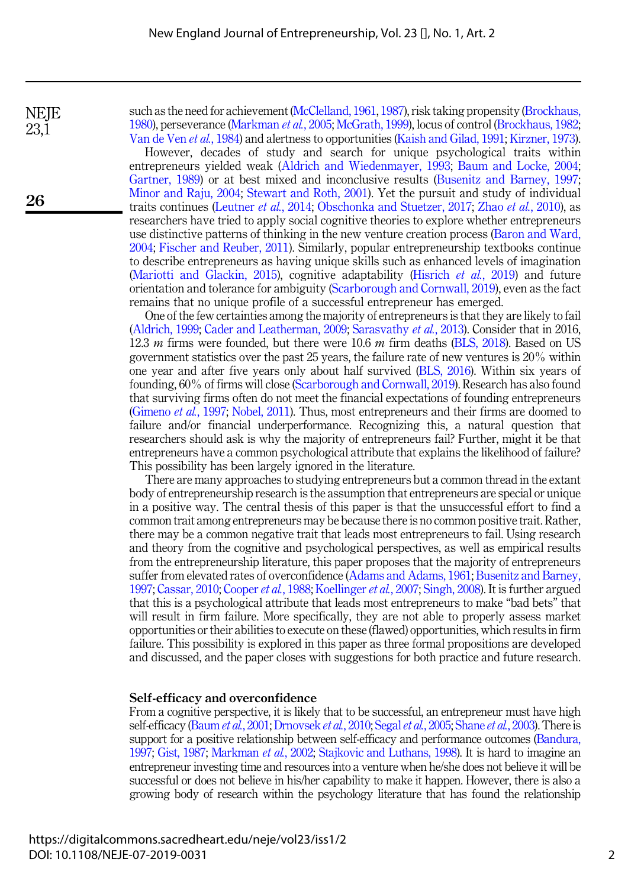such as the need for achievement (McClelland, 1961, 1987), risk taking propensity (Brockhaus, 1980), perseverance (Markman *et al.*, 2005; McGrath, 1999), locus of control (Brockhaus, 1982; Van de Ven *et al.*, 1984) and alertness to opportunities (Kaish and Gilad, 1991; Kirzner, 1973).

However, decades of study and search for unique psychological traits within entrepreneurs yielded weak (Aldrich and Wiedenmayer, 1993; Baum and Locke, 2004; Gartner, 1989) or at best mixed and inconclusive results (Busenitz and Barney, 1997; Minor and Raju, 2004; Stewart and Roth, 2001). Yet the pursuit and study of individual traits continues (Leutner *et al.*, 2014; Obschonka and Stuetzer, 2017; Zhao *et al.*, 2010), as researchers have tried to apply social cognitive theories to explore whether entrepreneurs use distinctive patterns of thinking in the new venture creation process (Baron and Ward, 2004; Fischer and Reuber, 2011). Similarly, popular entrepreneurship textbooks continue to describe entrepreneurs as having unique skills such as enhanced levels of imagination (Mariotti and Glackin, 2015), cognitive adaptability (Hisrich *et al.*, 2019) and future orientation and tolerance for ambiguity (Scarborough and Cornwall, 2019), even as the fact remains that no unique profile of a successful entrepreneur has emerged.

One of the few certainties among the majority of entrepreneurs is that they are likely to fail (Aldrich, 1999; Cader and Leatherman, 2009; Sarasvathy *et al.*, 2013). Consider that in 2016, 12.3 *m* firms were founded, but there were 10.6 *m* firm deaths (BLS, 2018). Based on US government statistics over the past 25 years, the failure rate of new ventures is 20% within one year and after five years only about half survived (BLS, 2016). Within six years of founding, 60% of firms will close (Scarborough and Cornwall, 2019). Research has also found that surviving firms often do not meet the financial expectations of founding entrepreneurs (Gimeno *et al.*, 1997; Nobel, 2011). Thus, most entrepreneurs and their firms are doomed to failure and/or financial underperformance. Recognizing this, a natural question that researchers should ask is why the majority of entrepreneurs fail? Further, might it be that entrepreneurs have a common psychological attribute that explains the likelihood of failure? This possibility has been largely ignored in the literature.

There are many approaches to studying entrepreneurs but a common thread in the extant body of entrepreneurship research is the assumption that entrepreneurs are special or unique in a positive way. The central thesis of this paper is that the unsuccessful effort to find a common trait among entrepreneurs may be because there is no common positive trait. Rather, there may be a common negative trait that leads most entrepreneurs to fail. Using research and theory from the cognitive and psychological perspectives, as well as empirical results from the entrepreneurship literature, this paper proposes that the majority of entrepreneurs suffer from elevated rates of overconfidence (Adams and Adams, 1961; Busenitz and Barney, 1997; Cassar, 2010; Cooper *et al.*, 1988; Koellinger *et al.*, 2007; Singh, 2008). It is further argued that this is a psychological attribute that leads most entrepreneurs to make "bad bets" that will result in firm failure. More specifically, they are not able to properly assess market opportunities or their abilities to execute on these (flawed) opportunities, which results in firm failure. This possibility is explored in this paper as three formal propositions are developed and discussed, and the paper closes with suggestions for both practice and future research.

## Self-efficacy and overconfidence

From a cognitive perspective, it is likely that to be successful, an entrepreneur must have high self-efficacy (Baum *et al.*, 2001; Drnovsek *et al.*, 2010; Segal *et al.*, 2005; Shane *et al.*, 2003). There is support for a positive relationship between self-efficacy and performance outcomes (Bandura, 1997; Gist, 1987; Markman *et al.*, 2002; Stajkovic and Luthans, 1998). It is hard to imagine an entrepreneur investing time and resources into a venture when he/she does not believe it will be successful or does not believe in his/her capability to make it happen. However, there is also a growing body of research within the psychology literature that has found the relationship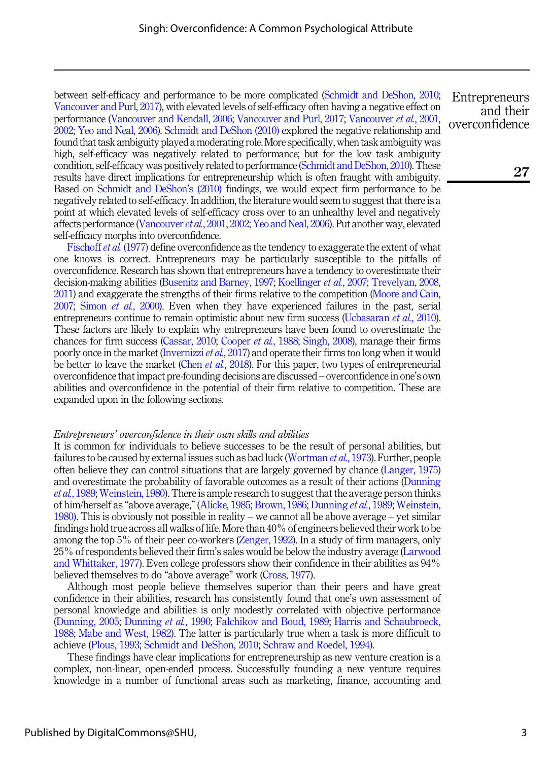between self-efficacy and performance to be more complicated (Schmidt and DeShon, 2010; Vancouver and Purl, 2017), with elevated levels of self-efficacy often having a negative effect on performance (Vancouver and Kendall, 2006; Vancouver and Purl, 2017; Vancouver *et al.*, 2001, 2002; Yeo and Neal, 2006). Schmidt and DeShon (2010) explored the negative relationship and found that task ambiguity played a moderating role. More specifically, when task ambiguity was high, self-efficacy was negatively related to performance; but for the low task ambiguity condition, self-efficacy was positively related to performance (Schmidt and DeShon, 2010). These results have direct implications for entrepreneurship which is often fraught with ambiguity. Based on Schmidt and DeShon's (2010) findings, we would expect firm performance to be negatively related to self-efficacy. In addition, the literature would seem to suggest that there is a point at which elevated levels of self-efficacy cross over to an unhealthy level and negatively affects performance (Vancouver *et al.*, 2001, 2002; Yeo and Neal, 2006). Put another way, elevated self-efficacy morphs into overconfidence.

Fischoff *et al.* (1977) define overconfidence as the tendency to exaggerate the extent of what one knows is correct. Entrepreneurs may be particularly susceptible to the pitfalls of overconfidence. Research has shown that entrepreneurs have a tendency to overestimate their decision-making abilities (Busenitz and Barney, 1997; Koellinger *et al.*, 2007; Trevelyan, 2008, 2011) and exaggerate the strengths of their firms relative to the competition (Moore and Cain, 2007; Simon *et al.*, 2000). Even when they have experienced failures in the past, serial entrepreneurs continue to remain optimistic about new firm success (Ucbasaran *et al.*, 2010). These factors are likely to explain why entrepreneurs have been found to overestimate the chances for firm success (Cassar, 2010; Cooper *et al.*, 1988; Singh, 2008), manage their firms poorly once in the market (Invernizzi *et al.*, 2017) and operate their firms too long when it would be better to leave the market (Chen *et al.*, 2018). For this paper, two types of entrepreneurial overconfidence that impact pre-founding decisions are discussed – overconfidence in one's own abilities and overconfidence in the potential of their firm relative to competition. These are expanded upon in the following sections.

### *Entrepreneurs' overconfidence in their own skills and abilities*

It is common for individuals to believe successes to be the result of personal abilities, but failures to be caused by external issues such as bad luck (Wortman *et al.*, 1973). Further, people often believe they can control situations that are largely governed by chance (Langer, 1975) and overestimate the probability of favorable outcomes as a result of their actions (Dunning *et al.*, 1989; Weinstein, 1980). There is ample research to suggest that the average person thinks of him/herself as "above average," (Alicke, 1985; Brown, 1986; Dunning *et al.*, 1989; Weinstein, 1980). This is obviously not possible in reality – we cannot all be above average – yet similar findings hold true across all walks of life. More than 40% of engineers believed their work to be among the top 5% of their peer co-workers (Zenger, 1992). In a study of firm managers, only 25% of respondents believed their firm's sales would be below the industry average (Larwood and Whittaker, 1977). Even college professors show their confidence in their abilities as 94% believed themselves to do "above average" work (Cross, 1977).

Although most people believe themselves superior than their peers and have great confidence in their abilities, research has consistently found that one's own assessment of personal knowledge and abilities is only modestly correlated with objective performance (Dunning, 2005; Dunning *et al.*, 1990; Falchikov and Boud, 1989; Harris and Schaubroeck, 1988; Mabe and West, 1982). The latter is particularly true when a task is more difficult to achieve (Plous, 1993; Schmidt and DeShon, 2010; Schraw and Roedel, 1994).

These findings have clear implications for entrepreneurship as new venture creation is a complex, non-linear, open-ended process. Successfully founding a new venture requires knowledge in a number of functional areas such as marketing, finance, accounting and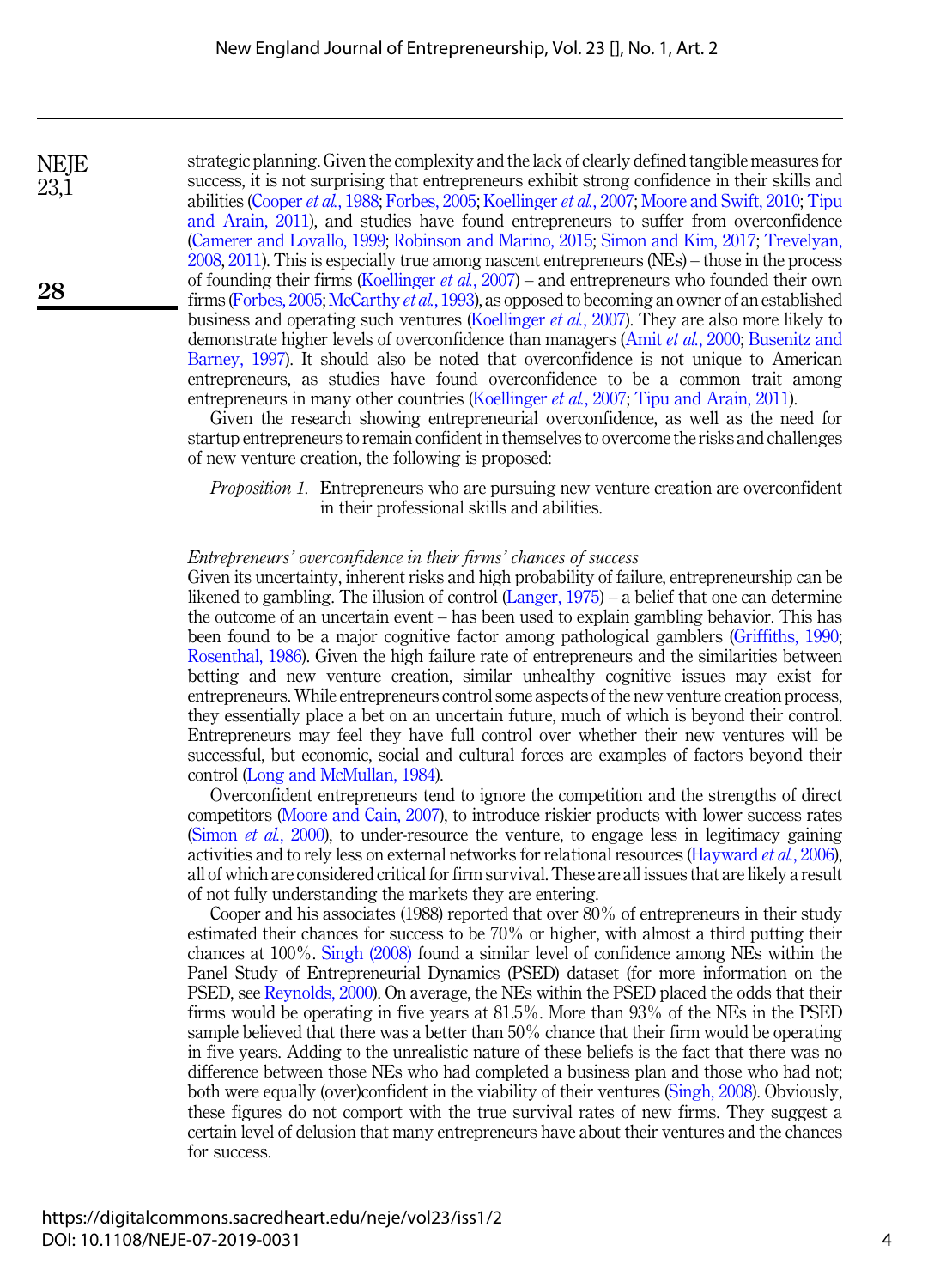strategic planning. Given the complexity and the lack of clearly defined tangible measures for success, it is not surprising that entrepreneurs exhibit strong confidence in their skills and abilities (Cooper *et al.*, 1988; Forbes, 2005; Koellinger *et al.*, 2007; Moore and Swift, 2010; Tipu and Arain, 2011), and studies have found entrepreneurs to suffer from overconfidence (Camerer and Lovallo, 1999; Robinson and Marino, 2015; Simon and Kim, 2017; Trevelyan, 2008, 2011). This is especially true among nascent entrepreneurs (NEs) – those in the process of founding their firms (Koellinger *et al.*, 2007) – and entrepreneurs who founded their own firms (Forbes, 2005; McCarthy *et al.*, 1993), as opposed to becoming an owner of an established business and operating such ventures (Koellinger *et al.*, 2007). They are also more likely to demonstrate higher levels of overconfidence than managers (Amit *et al.*, 2000; Busenitz and Barney, 1997). It should also be noted that overconfidence is not unique to American entrepreneurs, as studies have found overconfidence to be a common trait among entrepreneurs in many other countries (Koellinger *et al.*, 2007; Tipu and Arain, 2011).

Given the research showing entrepreneurial overconfidence, as well as the need for startup entrepreneurs to remain confident in themselves to overcome the risks and challenges of new venture creation, the following is proposed:

> *Proposition 1.* Entrepreneurs who are pursuing new venture creation are overconfident in their professional skills and abilities.

*Entrepreneurs' overconfidence in their firms' chances of success*

Given its uncertainty, inherent risks and high probability of failure, entrepreneurship can be likened to gambling. The illusion of control (Langer, 1975) – a belief that one can determine the outcome of an uncertain event – has been used to explain gambling behavior. This has been found to be a major cognitive factor among pathological gamblers (Griffiths, 1990; Rosenthal, 1986). Given the high failure rate of entrepreneurs and the similarities between betting and new venture creation, similar unhealthy cognitive issues may exist for entrepreneurs. While entrepreneurs control some aspects of the new venture creation process, they essentially place a bet on an uncertain future, much of which is beyond their control. Entrepreneurs may feel they have full control over whether their new ventures will be successful, but economic, social and cultural forces are examples of factors beyond their control (Long and McMullan, 1984).

Overconfident entrepreneurs tend to ignore the competition and the strengths of direct competitors (Moore and Cain, 2007), to introduce riskier products with lower success rates (Simon *et al.*, 2000), to under-resource the venture, to engage less in legitimacy gaining activities and to rely less on external networks for relational resources (Hayward *et al.*, 2006), all of which are considered critical for firm survival. These are all issues that are likely a result of not fully understanding the markets they are entering.

Cooper and his associates (1988) reported that over 80% of entrepreneurs in their study estimated their chances for success to be 70% or higher, with almost a third putting their chances at 100%. Singh (2008) found a similar level of confidence among NEs within the Panel Study of Entrepreneurial Dynamics (PSED) dataset (for more information on the PSED, see Reynolds, 2000). On average, the NEs within the PSED placed the odds that their firms would be operating in five years at 81.5%. More than 93% of the NEs in the PSED sample believed that there was a better than 50% chance that their firm would be operating in five years. Adding to the unrealistic nature of these beliefs is the fact that there was no difference between those NEs who had completed a business plan and those who had not; both were equally (over)confident in the viability of their ventures (Singh, 2008). Obviously, these figures do not comport with the true survival rates of new firms. They suggest a certain level of delusion that many entrepreneurs have about their ventures and the chances for success.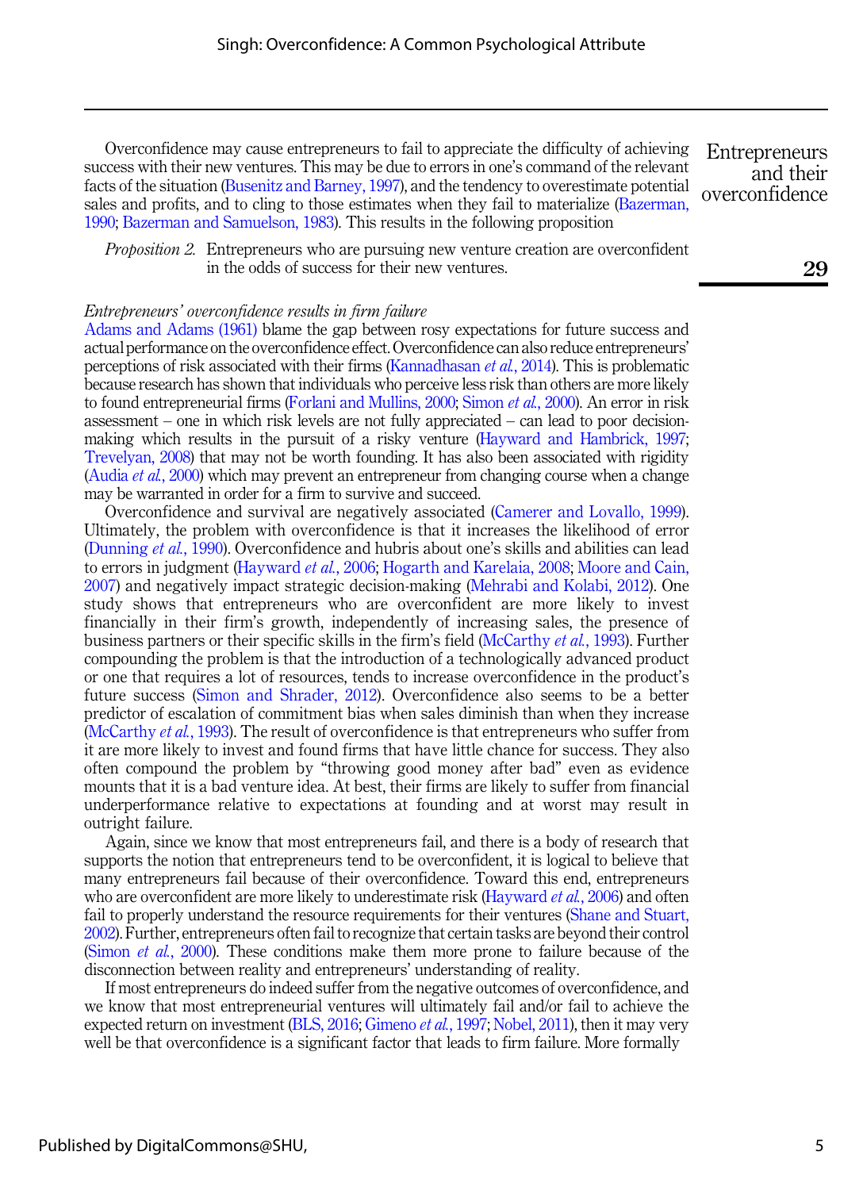Overconfidence may cause entrepreneurs to fail to appreciate the difficulty of achieving success with their new ventures. This may be due to errors in one's command of the relevant facts of the situation (Busenitz and Barney, 1997), and the tendency to overestimate potential sales and profits, and to cling to those estimates when they fail to materialize (Bazerman, 1990; Bazerman and Samuelson, 1983). This results in the following proposition

*Proposition 2.* Entrepreneurs who are pursuing new venture creation are overconfident in the odds of success for their new ventures.

*Entrepreneurs' overconfidence results in firm failure*

Adams and Adams (1961) blame the gap between rosy expectations for future success and actual performance on the overconfidence effect. Overconfidence can also reduce entrepreneurs' perceptions of risk associated with their firms (Kannadhasan *et al.*, 2014). This is problematic because research has shown that individuals who perceive less risk than others are more likely to found entrepreneurial firms (Forlani and Mullins, 2000; Simon *et al.*, 2000). An error in risk assessment – one in which risk levels are not fully appreciated – can lead to poor decision-making which results in the pursuit of a risky venture (Hayward and Hambrick, 1997; Trevelyan, 2008) that may not be worth founding. It has also been associated with rigidity (Audia *et al.*, 2000) which may prevent an entrepreneur from changing course when a change may be warranted in order for a firm to survive and succeed.

Overconfidence and survival are negatively associated (Camerer and Lovallo, 1999). Ultimately, the problem with overconfidence is that it increases the likelihood of error (Dunning *et al.*, 1990). Overconfidence and hubris about one's skills and abilities can lead to errors in judgment (Hayward *et al.*, 2006; Hogarth and Karelaia, 2008; Moore and Cain, 2007) and negatively impact strategic decision-making (Mehrabi and Kolabi, 2012). One study shows that entrepreneurs who are overconfident are more likely to invest financially in their firm's growth, independently of increasing sales, the presence of business partners or their specific skills in the firm's field (McCarthy *et al.*, 1993). Further compounding the problem is that the introduction of a technologically advanced product or one that requires a lot of resources, tends to increase overconfidence in the product's future success (Simon and Shrader, 2012). Overconfidence also seems to be a better predictor of escalation of commitment bias when sales diminish than when they increase (McCarthy *et al.*, 1993). The result of overconfidence is that entrepreneurs who suffer from it are more likely to invest and found firms that have little chance for success. They also often compound the problem by "throwing good money after bad" even as evidence mounts that it is a bad venture idea. At best, their firms are likely to suffer from financial underperformance relative to expectations at founding and at worst may result in outright failure.

Again, since we know that most entrepreneurs fail, and there is a body of research that supports the notion that entrepreneurs tend to be overconfident, it is logical to believe that many entrepreneurs fail because of their overconfidence. Toward this end, entrepreneurs who are overconfident are more likely to underestimate risk (Hayward *et al.*, 2006) and often fail to properly understand the resource requirements for their ventures (Shane and Stuart, 2002). Further, entrepreneurs often fail to recognize that certain tasks are beyond their control (Simon *et al.*, 2000). These conditions make them more prone to failure because of the disconnection between reality and entrepreneurs' understanding of reality.

If most entrepreneurs do indeed suffer from the negative outcomes of overconfidence, and we know that most entrepreneurial ventures will ultimately fail and/or fail to achieve the expected return on investment (BLS, 2016; Gimeno *et al.*, 1997; Nobel, 2011), then it may very well be that overconfidence is a significant factor that leads to firm failure. More formally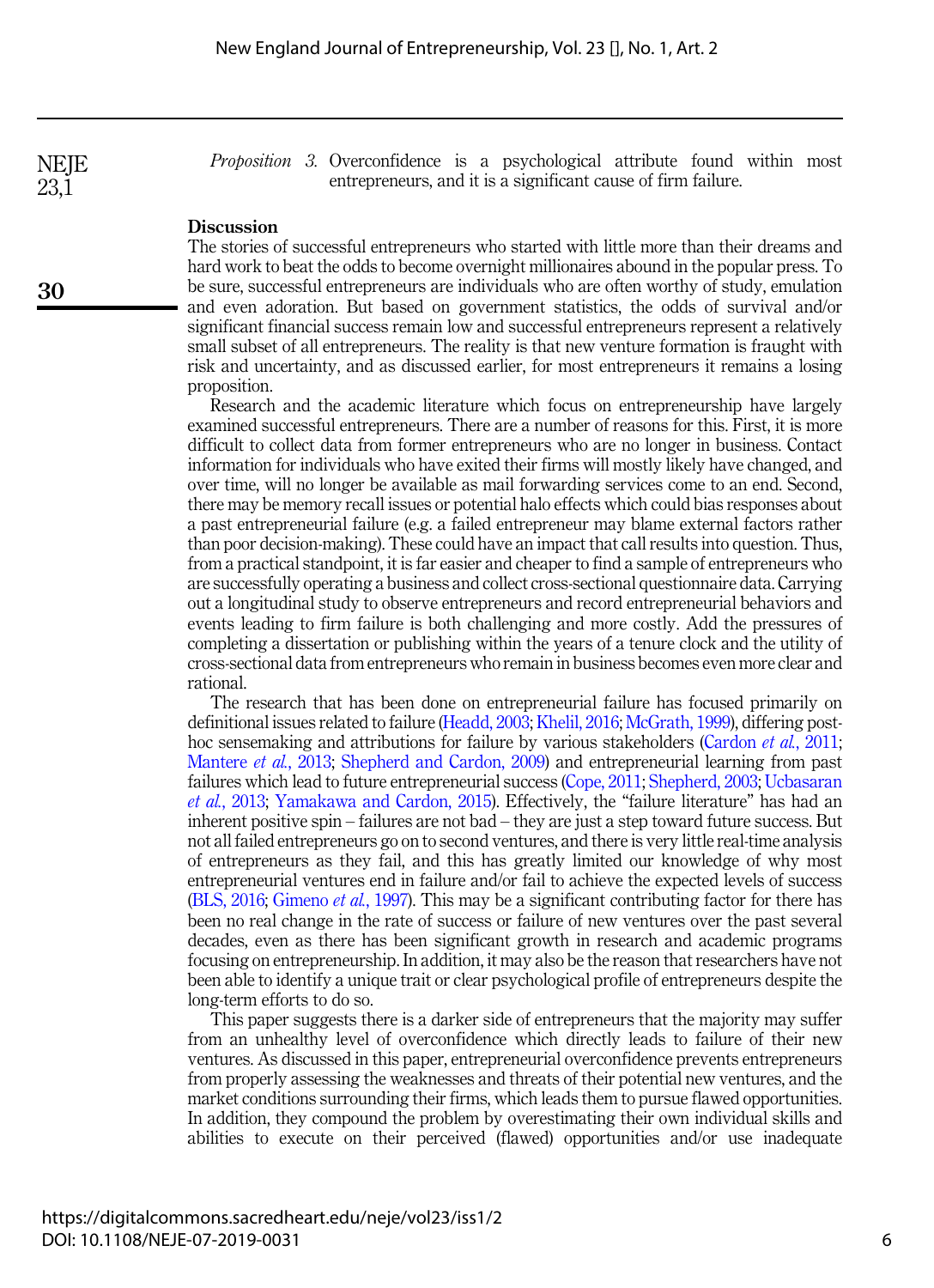*Proposition 3.* Overconfidence is a psychological attribute found within most entrepreneurs, and it is a significant cause of firm failure.

## Discussion

The stories of successful entrepreneurs who started with little more than their dreams and hard work to beat the odds to become overnight millionaires abound in the popular press. To be sure, successful entrepreneurs are individuals who are often worthy of study, emulation and even adoration. But based on government statistics, the odds of survival and/or significant financial success remain low and successful entrepreneurs represent a relatively small subset of all entrepreneurs. The reality is that new venture formation is fraught with risk and uncertainty, and as discussed earlier, for most entrepreneurs it remains a losing proposition.

Research and the academic literature which focus on entrepreneurship have largely examined successful entrepreneurs. There are a number of reasons for this. First, it is more difficult to collect data from former entrepreneurs who are no longer in business. Contact information for individuals who have exited their firms will mostly likely have changed, and over time, will no longer be available as mail forwarding services come to an end. Second, there may be memory recall issues or potential halo effects which could bias responses about a past entrepreneurial failure (e.g. a failed entrepreneur may blame external factors rather than poor decision-making). These could have an impact that call results into question. Thus, from a practical standpoint, it is far easier and cheaper to find a sample of entrepreneurs who are successfully operating a business and collect cross-sectional questionnaire data. Carrying out a longitudinal study to observe entrepreneurs and record entrepreneurial behaviors and events leading to firm failure is both challenging and more costly. Add the pressures of completing a dissertation or publishing within the years of a tenure clock and the utility of cross-sectional data from entrepreneurs who remain in business becomes even more clear and rational.

The research that has been done on entrepreneurial failure has focused primarily on definitional issues related to failure (Headd, 2003; Khelil, 2016; McGrath, 1999), differing post-hoc sensemaking and attributions for failure by various stakeholders (Cardon *et al.*, 2011; Mantere *et al.*, 2013; Shepherd and Cardon, 2009) and entrepreneurial learning from past failures which lead to future entrepreneurial success (Cope, 2011; Shepherd, 2003; Ucbasaran *et al.*, 2013; Yamakawa and Cardon, 2015). Effectively, the "failure literature" has had an inherent positive spin – failures are not bad – they are just a step toward future success. But not all failed entrepreneurs go on to second ventures, and there is very little real-time analysis of entrepreneurs as they fail, and this has greatly limited our knowledge of why most entrepreneurial ventures end in failure and/or fail to achieve the expected levels of success (BLS, 2016; Gimeno *et al.*, 1997). This may be a significant contributing factor for there has been no real change in the rate of success or failure of new ventures over the past several decades, even as there has been significant growth in research and academic programs focusing on entrepreneurship. In addition, it may also be the reason that researchers have not been able to identify a unique trait or clear psychological profile of entrepreneurs despite the long-term efforts to do so.

This paper suggests there is a darker side of entrepreneurs that the majority may suffer from an unhealthy level of overconfidence which directly leads to failure of their new ventures. As discussed in this paper, entrepreneurial overconfidence prevents entrepreneurs from properly assessing the weaknesses and threats of their potential new ventures, and the market conditions surrounding their firms, which leads them to pursue flawed opportunities. In addition, they compound the problem by overestimating their own individual skills and abilities to execute on their perceived (flawed) opportunities and/or use inadequate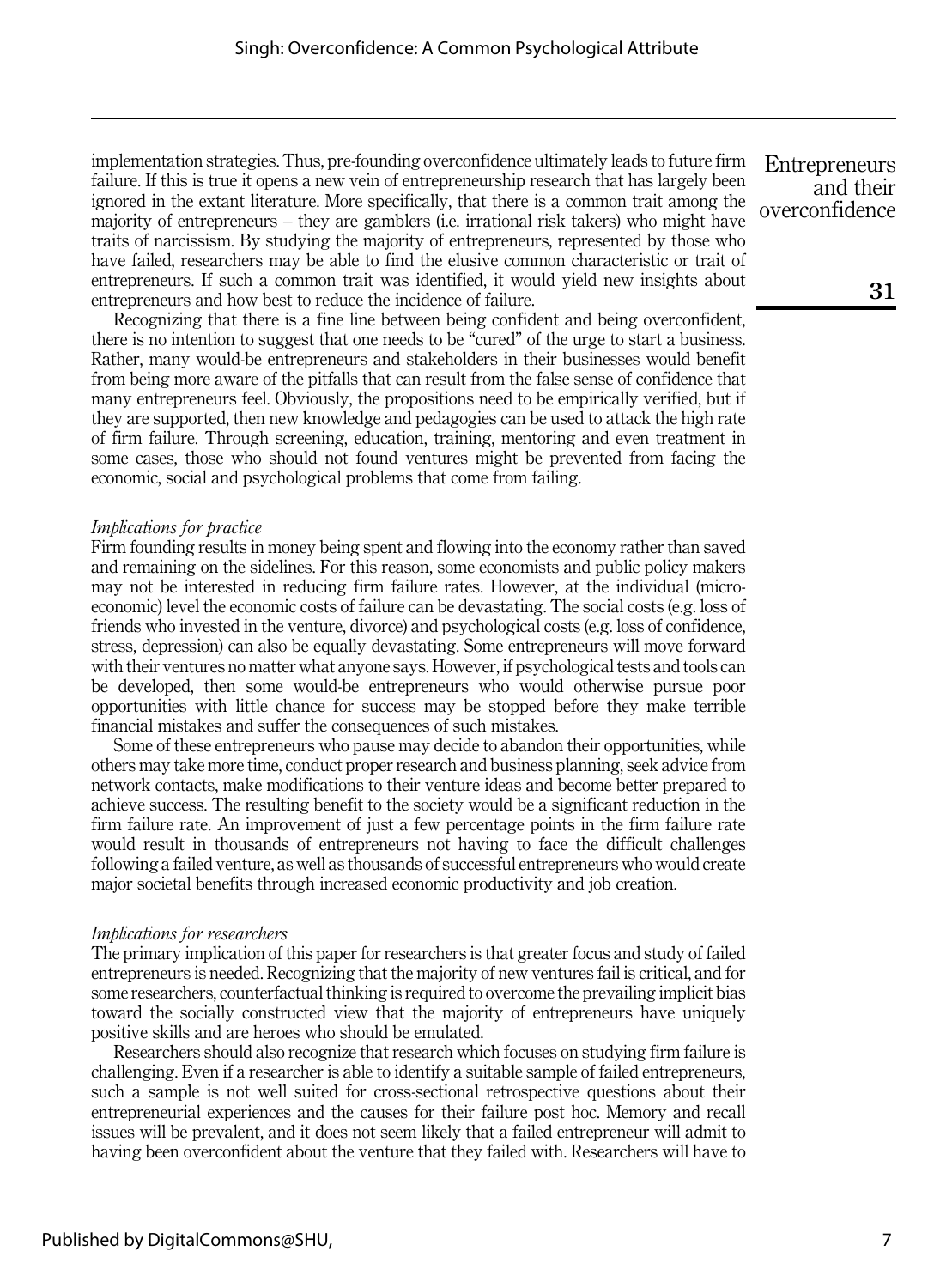implementation strategies. Thus, pre-founding overconfidence ultimately leads to future firm failure. If this is true it opens a new vein of entrepreneurship research that has largely been ignored in the extant literature. More specifically, that there is a common trait among the majority of entrepreneurs – they are gamblers (i.e. irrational risk takers) who might have traits of narcissism. By studying the majority of entrepreneurs, represented by those who have failed, researchers may be able to find the elusive common characteristic or trait of entrepreneurs. If such a common trait was identified, it would yield new insights about entrepreneurs and how best to reduce the incidence of failure.

Recognizing that there is a fine line between being confident and being overconfident, there is no intention to suggest that one needs to be "cured" of the urge to start a business. Rather, many would-be entrepreneurs and stakeholders in their businesses would benefit from being more aware of the pitfalls that can result from the false sense of confidence that many entrepreneurs feel. Obviously, the propositions need to be empirically verified, but if they are supported, then new knowledge and pedagogies can be used to attack the high rate of firm failure. Through screening, education, training, mentoring and even treatment in some cases, those who should not found ventures might be prevented from facing the economic, social and psychological problems that come from failing.

*Implications for practice*

Firm founding results in money being spent and flowing into the economy rather than saved and remaining on the sidelines. For this reason, some economists and public policy makers may not be interested in reducing firm failure rates. However, at the individual (micro-economic) level the economic costs of failure can be devastating. The social costs (e.g. loss of friends who invested in the venture, divorce) and psychological costs (e.g. loss of confidence, stress, depression) can also be equally devastating. Some entrepreneurs will move forward with their ventures no matter what anyone says. However, if psychological tests and tools can be developed, then some would-be entrepreneurs who would otherwise pursue poor opportunities with little chance for success may be stopped before they make terrible financial mistakes and suffer the consequences of such mistakes.

Some of these entrepreneurs who pause may decide to abandon their opportunities, while others may take more time, conduct proper research and business planning, seek advice from network contacts, make modifications to their venture ideas and become better prepared to achieve success. The resulting benefit to the society would be a significant reduction in the firm failure rate. An improvement of just a few percentage points in the firm failure rate would result in thousands of entrepreneurs not having to face the difficult challenges following a failed venture, as well as thousands of successful entrepreneurs who would create major societal benefits through increased economic productivity and job creation.

*Implications for researchers*

The primary implication of this paper for researchers is that greater focus and study of failed entrepreneurs is needed. Recognizing that the majority of new ventures fail is critical, and for some researchers, counterfactual thinking is required to overcome the prevailing implicit bias toward the socially constructed view that the majority of entrepreneurs have uniquely positive skills and are heroes who should be emulated.

Researchers should also recognize that research which focuses on studying firm failure is challenging. Even if a researcher is able to identify a suitable sample of failed entrepreneurs, such a sample is not well suited for cross-sectional retrospective questions about their entrepreneurial experiences and the causes for their failure post hoc. Memory and recall issues will be prevalent, and it does not seem likely that a failed entrepreneur will admit to having been overconfident about the venture that they failed with. Researchers will have to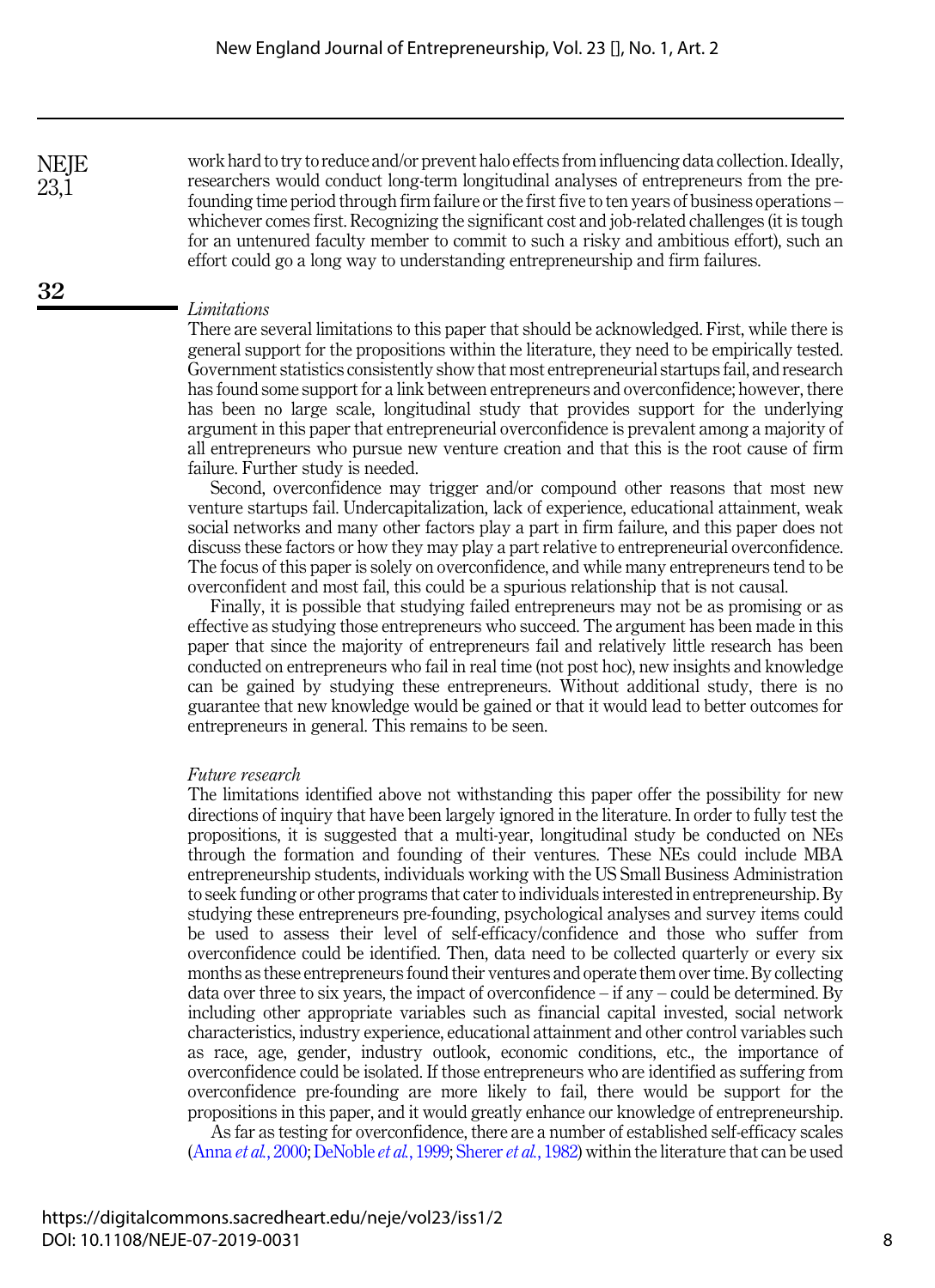work hard to try to reduce and/or prevent halo effects from influencing data collection. Ideally, researchers would conduct long-term longitudinal analyses of entrepreneurs from the pre-founding time period through firm failure or the first five to ten years of business operations – whichever comes first. Recognizing the significant cost and job-related challenges (it is tough for an untenured faculty member to commit to such a risky and ambitious effort), such an effort could go a long way to understanding entrepreneurship and firm failures.

### *Limitations*

There are several limitations to this paper that should be acknowledged. First, while there is general support for the propositions within the literature, they need to be empirically tested. Government statistics consistently show that most entrepreneurial startups fail, and research has found some support for a link between entrepreneurs and overconfidence; however, there has been no large scale, longitudinal study that provides support for the underlying argument in this paper that entrepreneurial overconfidence is prevalent among a majority of all entrepreneurs who pursue new venture creation and that this is the root cause of firm failure. Further study is needed.

Second, overconfidence may trigger and/or compound other reasons that most new venture startups fail. Undercapitalization, lack of experience, educational attainment, weak social networks and many other factors play a part in firm failure, and this paper does not discuss these factors or how they may play a part relative to entrepreneurial overconfidence. The focus of this paper is solely on overconfidence, and while many entrepreneurs tend to be overconfident and most fail, this could be a spurious relationship that is not causal.

Finally, it is possible that studying failed entrepreneurs may not be as promising or as effective as studying those entrepreneurs who succeed. The argument has been made in this paper that since the majority of entrepreneurs fail and relatively little research has been conducted on entrepreneurs who fail in real time (not post hoc), new insights and knowledge can be gained by studying these entrepreneurs. Without additional study, there is no guarantee that new knowledge would be gained or that it would lead to better outcomes for entrepreneurs in general. This remains to be seen.

### *Future research*

The limitations identified above not withstanding this paper offer the possibility for new directions of inquiry that have been largely ignored in the literature. In order to fully test the propositions, it is suggested that a multi-year, longitudinal study be conducted on NEs through the formation and founding of their ventures. These NEs could include MBA entrepreneurship students, individuals working with the US Small Business Administration to seek funding or other programs that cater to individuals interested in entrepreneurship. By studying these entrepreneurs pre-founding, psychological analyses and survey items could be used to assess their level of self-efficacy/confidence and those who suffer from overconfidence could be identified. Then, data need to be collected quarterly or every six months as these entrepreneurs found their ventures and operate them over time. By collecting data over three to six years, the impact of overconfidence – if any – could be determined. By including other appropriate variables such as financial capital invested, social network characteristics, industry experience, educational attainment and other control variables such as race, age, gender, industry outlook, economic conditions, etc., the importance of overconfidence could be isolated. If those entrepreneurs who are identified as suffering from overconfidence pre-founding are more likely to fail, there would be support for the propositions in this paper, and it would greatly enhance our knowledge of entrepreneurship.

As far as testing for overconfidence, there are a number of established self-efficacy scales (Anna *et al.*, 2000; DeNoble *et al.*, 1999; Sherer *et al.*, 1982) within the literature that can be used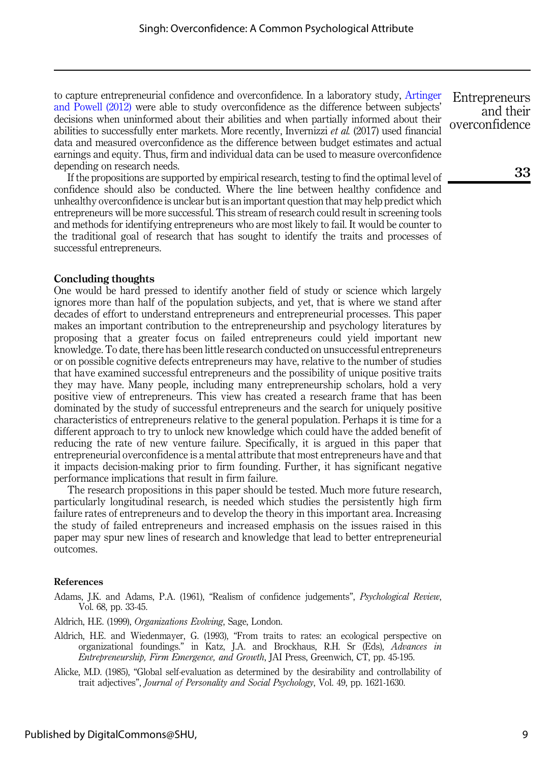to capture entrepreneurial confidence and overconfidence. In a laboratory study, Artinger and Powell (2012) were able to study overconfidence as the difference between subjects' decisions when uninformed about their abilities and when partially informed about their abilities to successfully enter markets. More recently, Invernizzi *et al.* (2017) used financial data and measured overconfidence as the difference between budget estimates and actual earnings and equity. Thus, firm and individual data can be used to measure overconfidence depending on research needs.

If the propositions are supported by empirical research, testing to find the optimal level of confidence should also be conducted. Where the line between healthy confidence and unhealthy overconfidence is unclear but is an important question that may help predict which entrepreneurs will be more successful. This stream of research could result in screening tools and methods for identifying entrepreneurs who are most likely to fail. It would be counter to the traditional goal of research that has sought to identify the traits and processes of successful entrepreneurs.

## Concluding thoughts

One would be hard pressed to identify another field of study or science which largely ignores more than half of the population subjects, and yet, that is where we stand after decades of effort to understand entrepreneurs and entrepreneurial processes. This paper makes an important contribution to the entrepreneurship and psychology literatures by proposing that a greater focus on failed entrepreneurs could yield important new knowledge. To date, there has been little research conducted on unsuccessful entrepreneurs or on possible cognitive defects entrepreneurs may have, relative to the number of studies that have examined successful entrepreneurs and the possibility of unique positive traits they may have. Many people, including many entrepreneurship scholars, hold a very positive view of entrepreneurs. This view has created a research frame that has been dominated by the study of successful entrepreneurs and the search for uniquely positive characteristics of entrepreneurs relative to the general population. Perhaps it is time for a different approach to try to unlock new knowledge which could have the added benefit of reducing the rate of new venture failure. Specifically, it is argued in this paper that entrepreneurial overconfidence is a mental attribute that most entrepreneurs have and that it impacts decision-making prior to firm founding. Further, it has significant negative performance implications that result in firm failure.

The research propositions in this paper should be tested. Much more future research, particularly longitudinal research, is needed which studies the persistently high firm failure rates of entrepreneurs and to develop the theory in this important area. Increasing the study of failed entrepreneurs and increased emphasis on the issues raised in this paper may spur new lines of research and knowledge that lead to better entrepreneurial outcomes.

## References

Adams, J.K. and Adams, P.A. (1961), "Realism of confidence judgements", *Psychological Review*, Vol. 68, pp. 33-45.

Aldrich, H.E. (1999), *Organizations Evolving*, Sage, London.

Aldrich, H.E. and Wiedenmayer, G. (1993), "From traits to rates: an ecological perspective on organizational foundings." in Katz, J.A. and Brockhaus, R.H. Sr (Eds), *Advances in Entrepreneurship, Firm Emergence, and Growth*, JAI Press, Greenwich, CT, pp. 45-195.

Alicke, M.D. (1985), "Global self-evaluation as determined by the desirability and controllability of trait adjectives", *Journal of Personality and Social Psychology*, Vol. 49, pp. 1621-1630.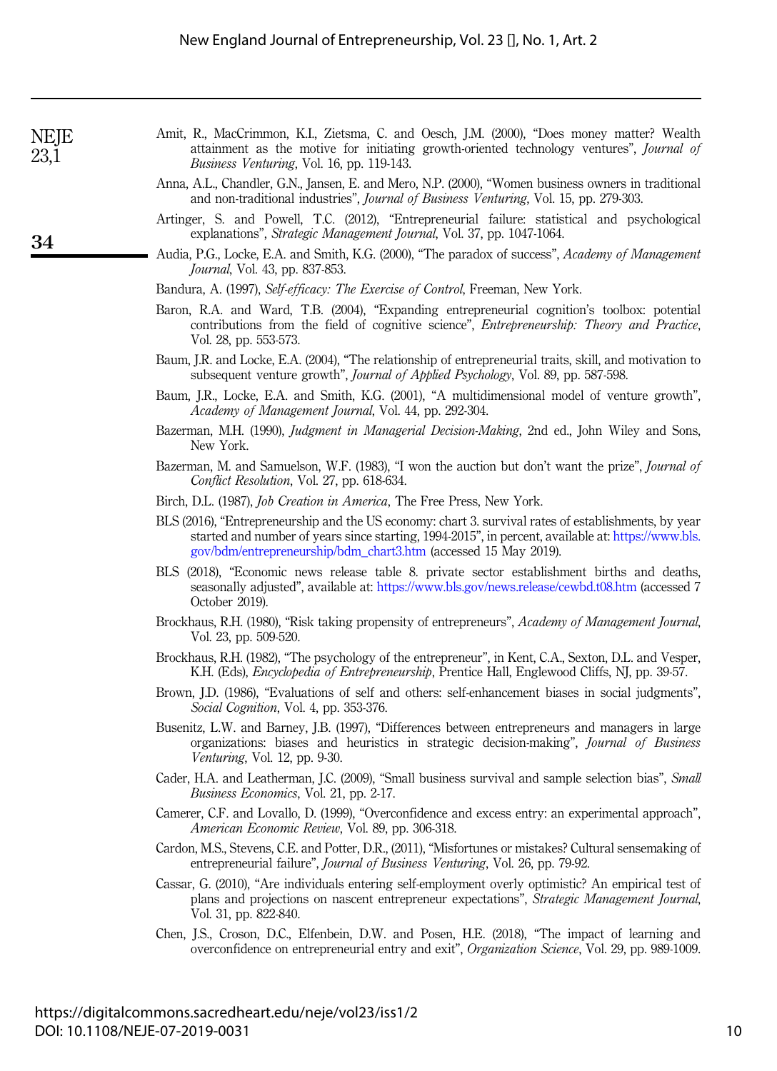Amit, R., MacCrimmon, K.I., Zietsma, C. and Oesch, J.M. (2000), "Does money matter? Wealth attainment as the motive for initiating growth-oriented technology ventures", *Journal of Business Venturing*, Vol. 16, pp. 119-143.

Anna, A.L., Chandler, G.N., Jansen, E. and Mero, N.P. (2000), "Women business owners in traditional and non-traditional industries", *Journal of Business Venturing*, Vol. 15, pp. 279-303.

Artinger, S. and Powell, T.C. (2012), "Entrepreneurial failure: statistical and psychological explanations", *Strategic Management Journal*, Vol. 37, pp. 1047-1064.

Audia, P.G., Locke, E.A. and Smith, K.G. (2000), "The paradox of success", *Academy of Management Journal*, Vol. 43, pp. 837-853.

Bandura, A. (1997), *Self-efficacy: The Exercise of Control*, Freeman, New York.

Baron, R.A. and Ward, T.B. (2004), "Expanding entrepreneurial cognition's toolbox: potential contributions from the field of cognitive science", *Entrepreneurship: Theory and Practice*, Vol. 28, pp. 553-573.

Baum, J.R. and Locke, E.A. (2004), "The relationship of entrepreneurial traits, skill, and motivation to subsequent venture growth", *Journal of Applied Psychology*, Vol. 89, pp. 587-598.

Baum, J.R., Locke, E.A. and Smith, K.G. (2001), "A multidimensional model of venture growth", *Academy of Management Journal*, Vol. 44, pp. 292-304.

Bazerman, M.H. (1990), *Judgment in Managerial Decision-Making*, 2nd ed., John Wiley and Sons, New York.

Bazerman, M. and Samuelson, W.F. (1983), "I won the auction but don't want the prize", *Journal of Conflict Resolution*, Vol. 27, pp. 618-634.

Birch, D.L. (1987), *Job Creation in America*, The Free Press, New York.

BLS (2016), "Entrepreneurship and the US economy: chart 3. survival rates of establishments, by year started and number of years since starting, 1994-2015", in percent, available at: https://www.bls.gov/bdm/entrepreneurship/bdm_chart3.htm (accessed 15 May 2019).

BLS (2018), "Economic news release table 8. private sector establishment births and deaths, seasonally adjusted", available at: https://www.bls.gov/news.release/cewbd.t08.htm (accessed 7 October 2019).

Brockhaus, R.H. (1980), "Risk taking propensity of entrepreneurs", *Academy of Management Journal*, Vol. 23, pp. 509-520.

Brockhaus, R.H. (1982), "The psychology of the entrepreneur", in Kent, C.A., Sexton, D.L. and Vesper, K.H. (Eds), *Encyclopedia of Entrepreneurship*, Prentice Hall, Englewood Cliffs, NJ, pp. 39-57.

Brown, J.D. (1986), "Evaluations of self and others: self-enhancement biases in social judgments", *Social Cognition*, Vol. 4, pp. 353-376.

Busenitz, L.W. and Barney, J.B. (1997), "Differences between entrepreneurs and managers in large organizations: biases and heuristics in strategic decision-making", *Journal of Business Venturing*, Vol. 12, pp. 9-30.

Cader, H.A. and Leatherman, J.C. (2009), "Small business survival and sample selection bias", *Small Business Economics*, Vol. 21, pp. 2-17.

Camerer, C.F. and Lovallo, D. (1999), "Overconfidence and excess entry: an experimental approach", *American Economic Review*, Vol. 89, pp. 306-318.

Cardon, M.S., Stevens, C.E. and Potter, D.R., (2011), "Misfortunes or mistakes? Cultural sensemaking of entrepreneurial failure", *Journal of Business Venturing*, Vol. 26, pp. 79-92.

Cassar, G. (2010), "Are individuals entering self-employment overly optimistic? An empirical test of plans and projections on nascent entrepreneur expectations", *Strategic Management Journal*, Vol. 31, pp. 822-840.

Chen, J.S., Croson, D.C., Elfenbein, D.W. and Posen, H.E. (2018), "The impact of learning and overconfidence on entrepreneurial entry and exit", *Organization Science*, Vol. 29, pp. 989-1009.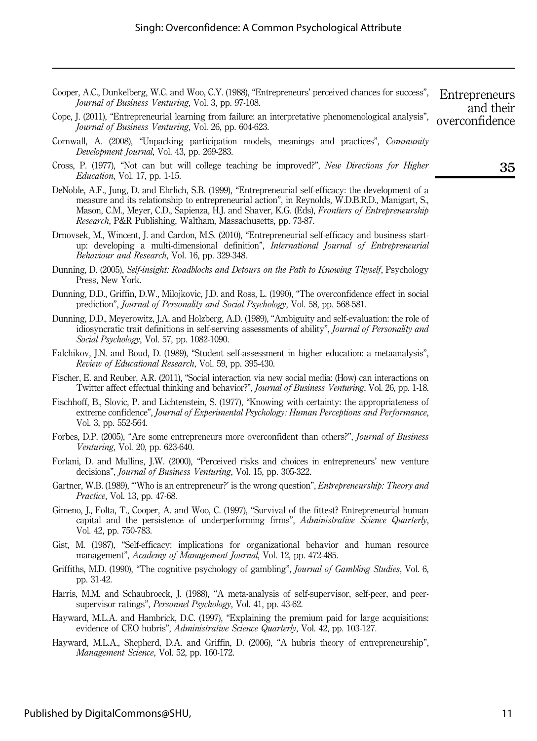Cooper, A.C., Dunkelberg, W.C. and Woo, C.Y. (1988), "Entrepreneurs' perceived chances for success", *Journal of Business Venturing*, Vol. 3, pp. 97-108.

Cope, J. (2011), "Entrepreneurial learning from failure: an interpretative phenomenological analysis", *Journal of Business Venturing*, Vol. 26, pp. 604-623.

Cornwall, A. (2008), "Unpacking participation models, meanings and practices", *Community Development Journal*, Vol. 43, pp. 269-283.

Cross, P. (1977), "Not can but will college teaching be improved?", *New Directions for Higher Education*, Vol. 17, pp. 1-15.

DeNoble, A.F., Jung, D. and Ehrlich, S.B. (1999), "Entrepreneurial self-efficacy: the development of a measure and its relationship to entrepreneurial action", in Reynolds, W.D.B.R.D., Manigart, S., Mason, C.M., Meyer, C.D., Sapienza, H.J. and Shaver, K.G. (Eds), *Frontiers of Entrepreneurship Research*, P&R Publishing, Waltham, Massachusetts, pp. 73-87.

Drnovsek, M., Wincent, J. and Cardon, M.S. (2010), "Entrepreneurial self-efficacy and business start-up: developing a multi-dimensional definition", *International Journal of Entrepreneurial Behaviour and Research*, Vol. 16, pp. 329-348.

Dunning, D. (2005), *Self-insight: Roadblocks and Detours on the Path to Knowing Thyself*, Psychology Press, New York.

Dunning, D.D., Griffin, D.W., Milojkovic, J.D. and Ross, L. (1990), "The overconfidence effect in social prediction", *Journal of Personality and Social Psychology*, Vol. 58, pp. 568-581.

Dunning, D.D., Meyerowitz, J.A. and Holzberg, A.D. (1989), "Ambiguity and self-evaluation: the role of idiosyncratic trait definitions in self-serving assessments of ability", *Journal of Personality and Social Psychology*, Vol. 57, pp. 1082-1090.

Falchikov, J.N. and Boud, D. (1989), "Student self-assessment in higher education: a metaanalysis", *Review of Educational Research*, Vol. 59, pp. 395-430.

Fischer, E. and Reuber, A.R. (2011), "Social interaction via new social media: (How) can interactions on Twitter affect effectual thinking and behavior?", *Journal of Business Venturing*, Vol. 26, pp. 1-18.

Fischhoff, B., Slovic, P. and Lichtenstein, S. (1977), "Knowing with certainty: the appropriateness of extreme confidence", *Journal of Experimental Psychology: Human Perceptions and Performance*, Vol. 3, pp. 552-564.

Forbes, D.P. (2005), "Are some entrepreneurs more overconfident than others?", *Journal of Business Venturing*, Vol. 20, pp. 623-640.

Forlani, D. and Mullins, J.W. (2000), "Perceived risks and choices in entrepreneurs' new venture decisions", *Journal of Business Venturing*, Vol. 15, pp. 305-322.

Gartner, W.B. (1989), "'Who is an entrepreneur?' is the wrong question", *Entrepreneurship: Theory and Practice*, Vol. 13, pp. 47-68.

Gimeno, J., Folta, T., Cooper, A. and Woo, C. (1997), "Survival of the fittest? Entrepreneurial human capital and the persistence of underperforming firms", *Administrative Science Quarterly*, Vol. 42, pp. 750-783.

Gist, M. (1987), "Self-efficacy: implications for organizational behavior and human resource management", *Academy of Management Journal*, Vol. 12, pp. 472-485.

Griffiths, M.D. (1990), "The cognitive psychology of gambling", *Journal of Gambling Studies*, Vol. 6, pp. 31-42.

Harris, M.M. and Schaubroeck, J. (1988), "A meta-analysis of self-supervisor, self-peer, and peer-supervisor ratings", *Personnel Psychology*, Vol. 41, pp. 43-62.

Hayward, M.L.A. and Hambrick, D.C. (1997), "Explaining the premium paid for large acquisitions: evidence of CEO hubris", *Administrative Science Quarterly*, Vol. 42, pp. 103-127.

Hayward, M.L.A., Shepherd, D.A. and Griffin, D. (2006), "A hubris theory of entrepreneurship", *Management Science*, Vol. 52, pp. 160-172.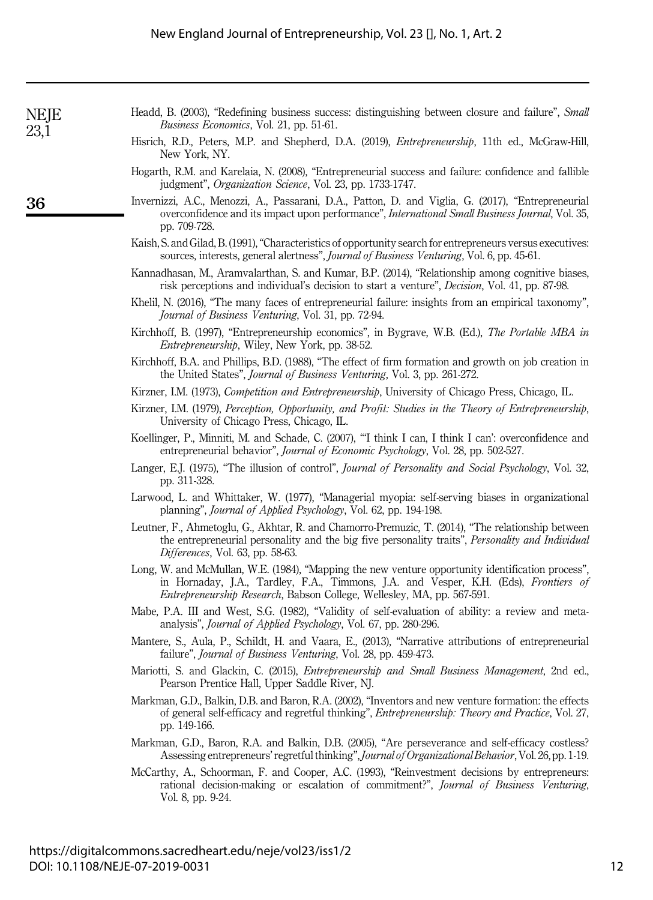Headd, B. (2003), "Redefining business success: distinguishing between closure and failure", *Small Business Economics*, Vol. 21, pp. 51-61.

Hisrich, R.D., Peters, M.P. and Shepherd, D.A. (2019), *Entrepreneurship*, 11th ed., McGraw-Hill, New York, NY.

Hogarth, R.M. and Karelaia, N. (2008), "Entrepreneurial success and failure: confidence and fallible judgment", *Organization Science*, Vol. 23, pp. 1733-1747.

Invernizzi, A.C., Menozzi, A., Passarani, D.A., Patton, D. and Viglia, G. (2017), "Entrepreneurial overconfidence and its impact upon performance", *International Small Business Journal*, Vol. 35, pp. 709-728.

Kaish, S. and Gilad, B. (1991), "Characteristics of opportunity search for entrepreneurs versus executives: sources, interests, general alertness", *Journal of Business Venturing*, Vol. 6, pp. 45-61.

Kannadhasan, M., Aramvalarthan, S. and Kumar, B.P. (2014), "Relationship among cognitive biases, risk perceptions and individual's decision to start a venture", *Decision*, Vol. 41, pp. 87-98.

Khelil, N. (2016), "The many faces of entrepreneurial failure: insights from an empirical taxonomy", *Journal of Business Venturing*, Vol. 31, pp. 72-94.

Kirchhoff, B. (1997), "Entrepreneurship economics", in Bygrave, W.B. (Ed.), *The Portable MBA in Entrepreneurship*, Wiley, New York, pp. 38-52.

Kirchhoff, B.A. and Phillips, B.D. (1988), "The effect of firm formation and growth on job creation in the United States", *Journal of Business Venturing*, Vol. 3, pp. 261-272.

Kirzner, I.M. (1973), *Competition and Entrepreneurship*, University of Chicago Press, Chicago, IL.

Kirzner, I.M. (1979), *Perception, Opportunity, and Profit: Studies in the Theory of Entrepreneurship*, University of Chicago Press, Chicago, IL.

Koellinger, P., Minniti, M. and Schade, C. (2007), "'I think I can, I think I can': overconfidence and entrepreneurial behavior", *Journal of Economic Psychology*, Vol. 28, pp. 502-527.

Langer, E.J. (1975), "The illusion of control", *Journal of Personality and Social Psychology*, Vol. 32, pp. 311-328.

Larwood, L. and Whittaker, W. (1977), "Managerial myopia: self-serving biases in organizational planning", *Journal of Applied Psychology*, Vol. 62, pp. 194-198.

Leutner, F., Ahmetoglu, G., Akhtar, R. and Chamorro-Premuzic, T. (2014), "The relationship between the entrepreneurial personality and the big five personality traits", *Personality and Individual Differences*, Vol. 63, pp. 58-63.

Long, W. and McMullan, W.E. (1984), "Mapping the new venture opportunity identification process", in Hornaday, J.A., Tardley, F.A., Timmons, J.A. and Vesper, K.H. (Eds), *Frontiers of Entrepreneurship Research*, Babson College, Wellesley, MA, pp. 567-591.

Mabe, P.A. III and West, S.G. (1982), "Validity of self-evaluation of ability: a review and meta-analysis", *Journal of Applied Psychology*, Vol. 67, pp. 280-296.

Mantere, S., Aula, P., Schildt, H. and Vaara, E., (2013), "Narrative attributions of entrepreneurial failure", *Journal of Business Venturing*, Vol. 28, pp. 459-473.

Mariotti, S. and Glackin, C. (2015), *Entrepreneurship and Small Business Management*, 2nd ed., Pearson Prentice Hall, Upper Saddle River, NJ.

Markman, G.D., Balkin, D.B. and Baron, R.A. (2002), "Inventors and new venture formation: the effects of general self-efficacy and regretful thinking", *Entrepreneurship: Theory and Practice*, Vol. 27, pp. 149-166.

Markman, G.D., Baron, R.A. and Balkin, D.B. (2005), "Are perseverance and self-efficacy costless? Assessing entrepreneurs' regretful thinking", *Journal of Organizational Behavior*, Vol. 26, pp. 1-19.

McCarthy, A., Schoorman, F. and Cooper, A.C. (1993), "Reinvestment decisions by entrepreneurs: rational decision-making or escalation of commitment?", *Journal of Business Venturing*, Vol. 8, pp. 9-24.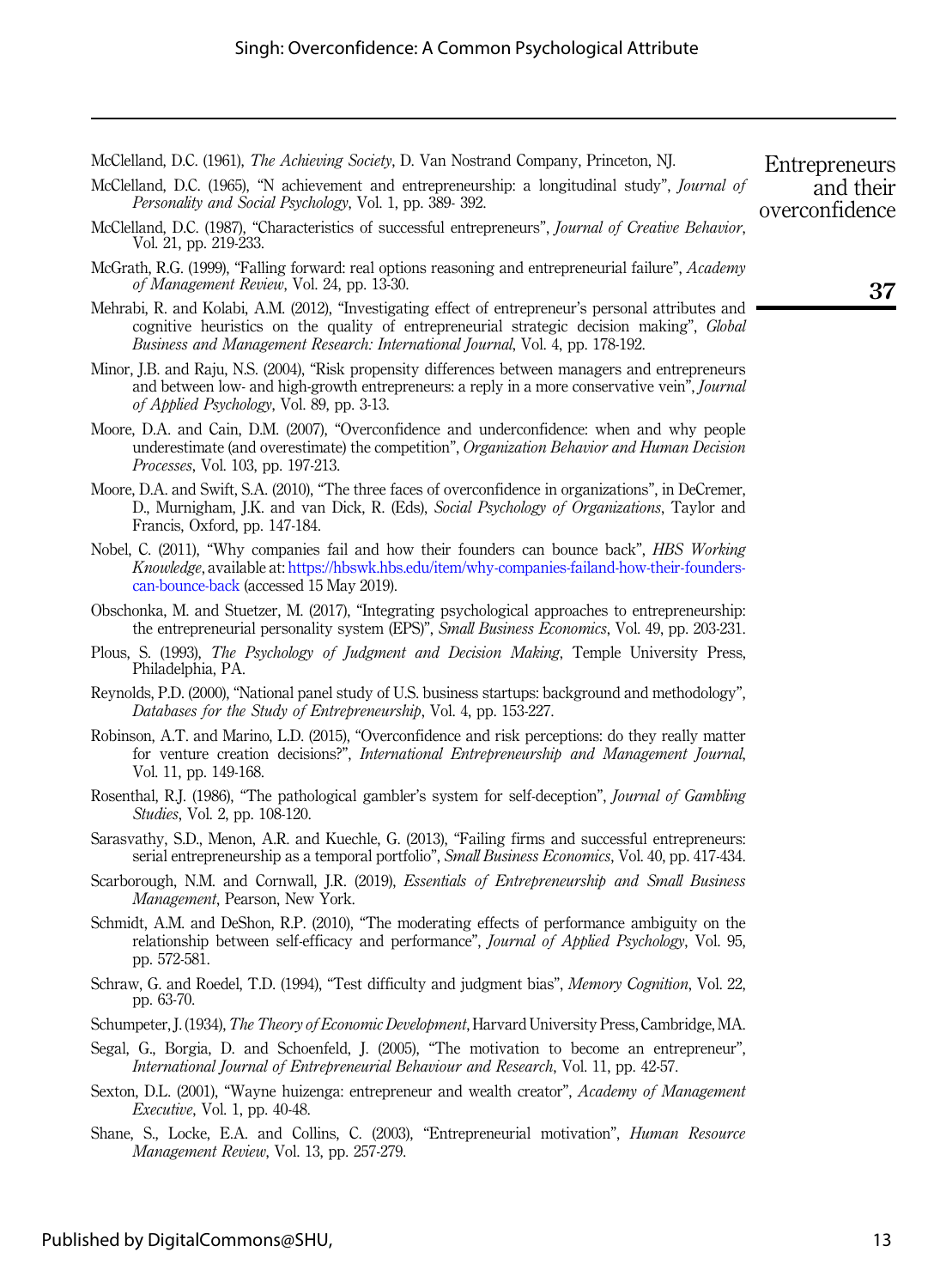McClelland, D.C. (1961), *The Achieving Society*, D. Van Nostrand Company, Princeton, NJ.

McClelland, D.C. (1965), "N achievement and entrepreneurship: a longitudinal study", *Journal of Personality and Social Psychology*, Vol. 1, pp. 389- 392.

McClelland, D.C. (1987), "Characteristics of successful entrepreneurs", *Journal of Creative Behavior*, Vol. 21, pp. 219-233.

McGrath, R.G. (1999), "Falling forward: real options reasoning and entrepreneurial failure", *Academy of Management Review*, Vol. 24, pp. 13-30.

Mehrabi, R. and Kolabi, A.M. (2012), "Investigating effect of entrepreneur's personal attributes and cognitive heuristics on the quality of entrepreneurial strategic decision making", *Global Business and Management Research: International Journal*, Vol. 4, pp. 178-192.

Minor, J.B. and Raju, N.S. (2004), "Risk propensity differences between managers and entrepreneurs and between low- and high-growth entrepreneurs: a reply in a more conservative vein", *Journal of Applied Psychology*, Vol. 89, pp. 3-13.

Moore, D.A. and Cain, D.M. (2007), "Overconfidence and underconfidence: when and why people underestimate (and overestimate) the competition", *Organization Behavior and Human Decision Processes*, Vol. 103, pp. 197-213.

Moore, D.A. and Swift, S.A. (2010), "The three faces of overconfidence in organizations", in DeCremer, D., Murnigham, J.K. and van Dick, R. (Eds), *Social Psychology of Organizations*, Taylor and Francis, Oxford, pp. 147-184.

Nobel, C. (2011), "Why companies fail and how their founders can bounce back", *HBS Working Knowledge*, available at: https://hbswk.hbs.edu/item/why-companies-failand-how-their-founders-can-bounce-back (accessed 15 May 2019).

Obschonka, M. and Stuetzer, M. (2017), "Integrating psychological approaches to entrepreneurship: the entrepreneurial personality system (EPS)", *Small Business Economics*, Vol. 49, pp. 203-231.

Plous, S. (1993), *The Psychology of Judgment and Decision Making*, Temple University Press, Philadelphia, PA.

Reynolds, P.D. (2000), "National panel study of U.S. business startups: background and methodology", *Databases for the Study of Entrepreneurship*, Vol. 4, pp. 153-227.

Robinson, A.T. and Marino, L.D. (2015), "Overconfidence and risk perceptions: do they really matter for venture creation decisions?", *International Entrepreneurship and Management Journal*, Vol. 11, pp. 149-168.

Rosenthal, R.J. (1986), "The pathological gambler's system for self-deception", *Journal of Gambling Studies*, Vol. 2, pp. 108-120.

Sarasvathy, S.D., Menon, A.R. and Kuechle, G. (2013), "Failing firms and successful entrepreneurs: serial entrepreneurship as a temporal portfolio", *Small Business Economics*, Vol. 40, pp. 417-434.

Scarborough, N.M. and Cornwall, J.R. (2019), *Essentials of Entrepreneurship and Small Business Management*, Pearson, New York.

Schmidt, A.M. and DeShon, R.P. (2010), "The moderating effects of performance ambiguity on the relationship between self-efficacy and performance", *Journal of Applied Psychology*, Vol. 95, pp. 572-581.

Schraw, G. and Roedel, T.D. (1994), "Test difficulty and judgment bias", *Memory Cognition*, Vol. 22, pp. 63-70.

Schumpeter, J. (1934), *The Theory of Economic Development*, Harvard University Press, Cambridge, MA.

Segal, G., Borgia, D. and Schoenfeld, J. (2005), "The motivation to become an entrepreneur", *International Journal of Entrepreneurial Behaviour and Research*, Vol. 11, pp. 42-57.

Sexton, D.L. (2001), "Wayne huizenga: entrepreneur and wealth creator", *Academy of Management Executive*, Vol. 1, pp. 40-48.

Shane, S., Locke, E.A. and Collins, C. (2003), "Entrepreneurial motivation", *Human Resource Management Review*, Vol. 13, pp. 257-279.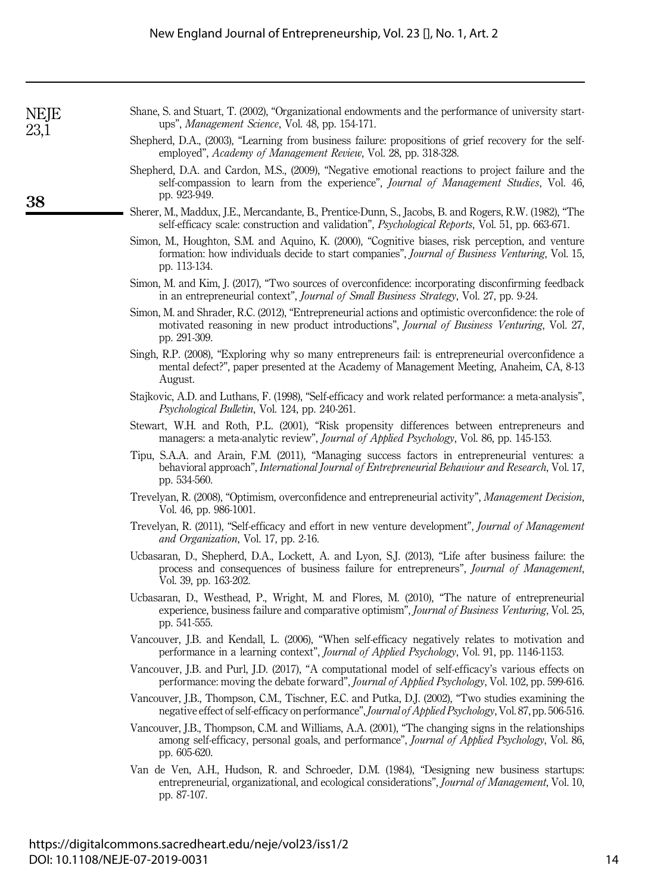Shane, S. and Stuart, T. (2002), "Organizational endowments and the performance of university start-ups", *Management Science*, Vol. 48, pp. 154-171.

Shepherd, D.A., (2003), "Learning from business failure: propositions of grief recovery for the self-employed", *Academy of Management Review*, Vol. 28, pp. 318-328.

Shepherd, D.A. and Cardon, M.S., (2009), "Negative emotional reactions to project failure and the self-compassion to learn from the experience", *Journal of Management Studies*, Vol. 46, pp. 923-949.

Sherer, M., Maddux, J.E., Mercandante, B., Prentice-Dunn, S., Jacobs, B. and Rogers, R.W. (1982), "The self-efficacy scale: construction and validation", *Psychological Reports*, Vol. 51, pp. 663-671.

Simon, M., Houghton, S.M. and Aquino, K. (2000), "Cognitive biases, risk perception, and venture formation: how individuals decide to start companies", *Journal of Business Venturing*, Vol. 15, pp. 113-134.

Simon, M. and Kim, J. (2017), "Two sources of overconfidence: incorporating disconfirming feedback in an entrepreneurial context", *Journal of Small Business Strategy*, Vol. 27, pp. 9-24.

Simon, M. and Shrader, R.C. (2012), "Entrepreneurial actions and optimistic overconfidence: the role of motivated reasoning in new product introductions", *Journal of Business Venturing*, Vol. 27, pp. 291-309.

Singh, R.P. (2008), "Exploring why so many entrepreneurs fail: is entrepreneurial overconfidence a mental defect?", paper presented at the Academy of Management Meeting, Anaheim, CA, 8-13 August.

Stajkovic, A.D. and Luthans, F. (1998), "Self-efficacy and work related performance: a meta-analysis", *Psychological Bulletin*, Vol. 124, pp. 240-261.

Stewart, W.H. and Roth, P.L. (2001), "Risk propensity differences between entrepreneurs and managers: a meta-analytic review", *Journal of Applied Psychology*, Vol. 86, pp. 145-153.

Tipu, S.A.A. and Arain, F.M. (2011), "Managing success factors in entrepreneurial ventures: a behavioral approach", *International Journal of Entrepreneurial Behaviour and Research*, Vol. 17, pp. 534-560.

Trevelyan, R. (2008), "Optimism, overconfidence and entrepreneurial activity", *Management Decision*, Vol. 46, pp. 986-1001.

Trevelyan, R. (2011), "Self-efficacy and effort in new venture development", *Journal of Management and Organization*, Vol. 17, pp. 2-16.

Ucbasaran, D., Shepherd, D.A., Lockett, A. and Lyon, S.J. (2013), "Life after business failure: the process and consequences of business failure for entrepreneurs", *Journal of Management*, Vol. 39, pp. 163-202.

Ucbasaran, D., Westhead, P., Wright, M. and Flores, M. (2010), "The nature of entrepreneurial experience, business failure and comparative optimism", *Journal of Business Venturing*, Vol. 25, pp. 541-555.

Vancouver, J.B. and Kendall, L. (2006), "When self-efficacy negatively relates to motivation and performance in a learning context", *Journal of Applied Psychology*, Vol. 91, pp. 1146-1153.

Vancouver, J.B. and Purl, J.D. (2017), "A computational model of self-efficacy's various effects on performance: moving the debate forward", *Journal of Applied Psychology*, Vol. 102, pp. 599-616.

Vancouver, J.B., Thompson, C.M., Tischner, E.C. and Putka, D.J. (2002), "Two studies examining the negative effect of self-efficacy on performance", *Journal of Applied Psychology*, Vol. 87, pp. 506-516.

Vancouver, J.B., Thompson, C.M. and Williams, A.A. (2001), "The changing signs in the relationships among self-efficacy, personal goals, and performance", *Journal of Applied Psychology*, Vol. 86, pp. 605-620.

Van de Ven, A.H., Hudson, R. and Schroeder, D.M. (1984), "Designing new business startups: entrepreneurial, organizational, and ecological considerations", *Journal of Management*, Vol. 10, pp. 87-107.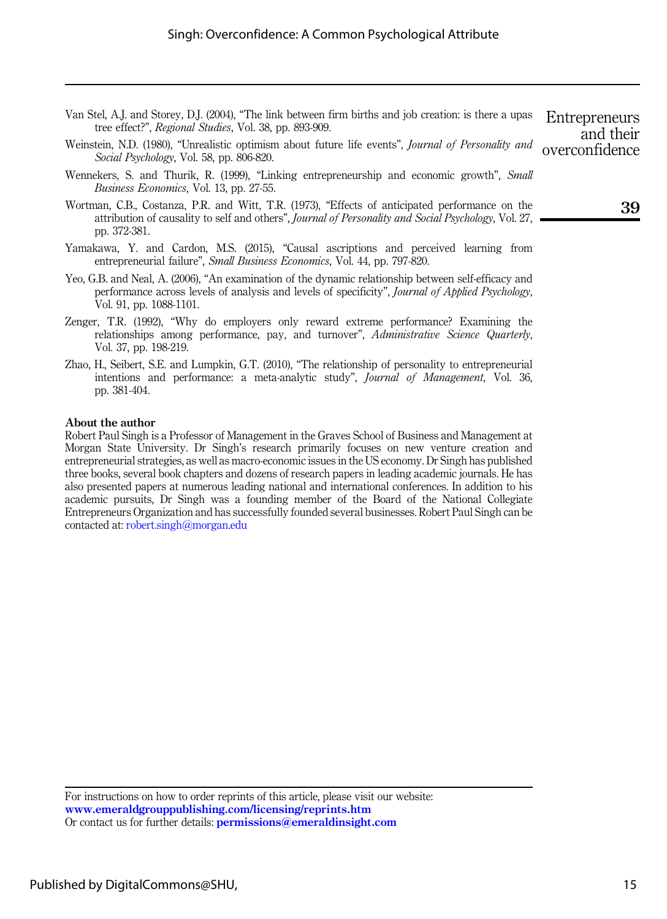Van Stel, A.J. and Storey, D.J. (2004), "The link between firm births and job creation: is there a upas tree effect?", *Regional Studies*, Vol. 38, pp. 893-909.

Weinstein, N.D. (1980), "Unrealistic optimism about future life events", *Journal of Personality and Social Psychology*, Vol. 58, pp. 806-820.

Wennekers, S. and Thurik, R. (1999), "Linking entrepreneurship and economic growth", *Small Business Economics*, Vol. 13, pp. 27-55.

Wortman, C.B., Costanza, P.R. and Witt, T.R. (1973), "Effects of anticipated performance on the attribution of causality to self and others", *Journal of Personality and Social Psychology*, Vol. 27, pp. 372-381.

Yamakawa, Y. and Cardon, M.S. (2015), "Causal ascriptions and perceived learning from entrepreneurial failure", *Small Business Economics*, Vol. 44, pp. 797-820.

Yeo, G.B. and Neal, A. (2006), "An examination of the dynamic relationship between self-efficacy and performance across levels of analysis and levels of specificity", *Journal of Applied Psychology*, Vol. 91, pp. 1088-1101.

Zenger, T.R. (1992), "Why do employers only reward extreme performance? Examining the relationships among performance, pay, and turnover", *Administrative Science Quarterly*, Vol. 37, pp. 198-219.

Zhao, H., Seibert, S.E. and Lumpkin, G.T. (2010), "The relationship of personality to entrepreneurial intentions and performance: a meta-analytic study", *Journal of Management*, Vol. 36, pp. 381-404.

**About the author**

Robert Paul Singh is a Professor of Management in the Graves School of Business and Management at Morgan State University. Dr Singh's research primarily focuses on new venture creation and entrepreneurial strategies, as well as macro-economic issues in the US economy. Dr Singh has published three books, several book chapters and dozens of research papers in leading academic journals. He has also presented papers at numerous leading national and international conferences. In addition to his academic pursuits, Dr Singh was a founding member of the Board of the National Collegiate Entrepreneurs Organization and has successfully founded several businesses. Robert Paul Singh can be contacted at: robert.singh@morgan.edu

For instructions on how to order reprints of this article, please visit our website:
**www.emeraldgrouppublishing.com/licensing/reprints.htm**
Or contact us for further details: **permissions@emeraldinsight.com**